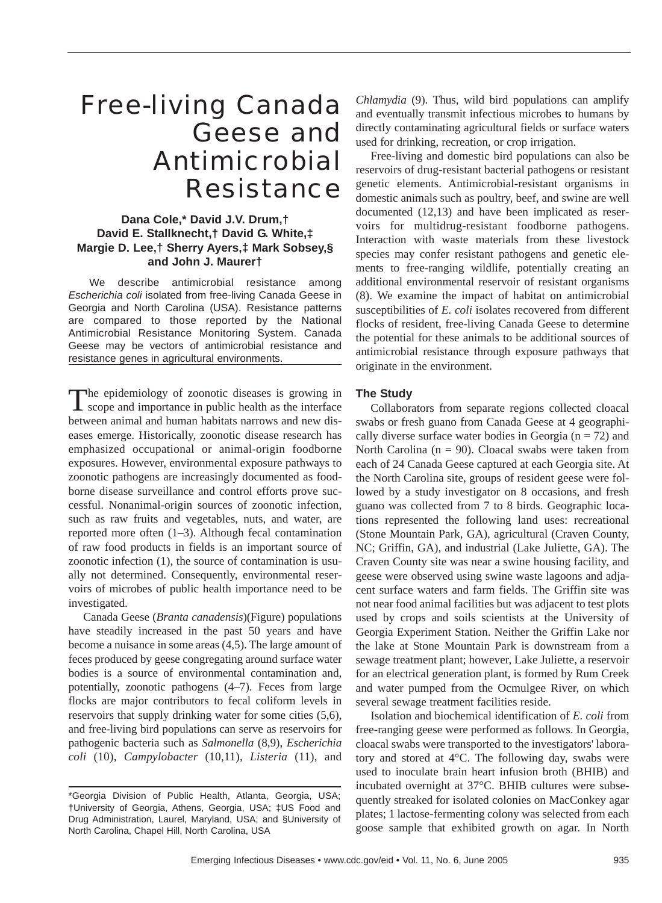# Free-living Canada Geese and Antimicrobial Resistance

**Dana Cole,* David J.V. Drum,† David E. Stallknecht,† David G. White,‡ Margie D. Lee,† Sherry Ayers,‡ Mark Sobsey,§ and John J. Maurer†**

We describe antimicrobial resistance among *Escherichia coli* isolated from free-living Canada Geese in Georgia and North Carolina (USA). Resistance patterns are compared to those reported by the National Antimicrobial Resistance Monitoring System. Canada Geese may be vectors of antimicrobial resistance and resistance genes in agricultural environments.

The epidemiology of zoonotic diseases is growing in scope and importance in public health as the interface between animal and human habitats narrows and new diseases emerge. Historically, zoonotic disease research has emphasized occupational or animal-origin foodborne exposures. However, environmental exposure pathways to zoonotic pathogens are increasingly documented as foodborne disease surveillance and control efforts prove successful. Nonanimal-origin sources of zoonotic infection, such as raw fruits and vegetables, nuts, and water, are reported more often (1–3). Although fecal contamination of raw food products in fields is an important source of zoonotic infection (1), the source of contamination is usually not determined. Consequently, environmental reservoirs of microbes of public health importance need to be investigated.

Canada Geese (*Branta canadensis*)(Figure) populations have steadily increased in the past 50 years and have become a nuisance in some areas (4,5). The large amount of feces produced by geese congregating around surface water bodies is a source of environmental contamination and, potentially, zoonotic pathogens (4–7). Feces from large flocks are major contributors to fecal coliform levels in reservoirs that supply drinking water for some cities (5,6), and free-living bird populations can serve as reservoirs for pathogenic bacteria such as *Salmonella* (8,9), *Escherichia coli* (10), *Campylobacter* (10,11), *Listeria* (11), and *Chlamydia* (9). Thus, wild bird populations can amplify and eventually transmit infectious microbes to humans by directly contaminating agricultural fields or surface waters used for drinking, recreation, or crop irrigation.

Free-living and domestic bird populations can also be reservoirs of drug-resistant bacterial pathogens or resistant genetic elements. Antimicrobial-resistant organisms in domestic animals such as poultry, beef, and swine are well documented (12,13) and have been implicated as reservoirs for multidrug-resistant foodborne pathogens. Interaction with waste materials from these livestock species may confer resistant pathogens and genetic elements to free-ranging wildlife, potentially creating an additional environmental reservoir of resistant organisms (8). We examine the impact of habitat on antimicrobial susceptibilities of *E. coli* isolates recovered from different flocks of resident, free-living Canada Geese to determine the potential for these animals to be additional sources of antimicrobial resistance through exposure pathways that originate in the environment.

*Georgia Division of Public Health, Atlanta, Georgia, USA; †University of Georgia, Athens, Georgia, USA; ‡US Food and Drug Administration, Laurel, Maryland, USA; and §University of North Carolina, Chapel Hill, North Carolina, USA

## The Study

Collaborators from separate regions collected cloacal swabs or fresh guano from Canada Geese at 4 geographically diverse surface water bodies in Georgia (n = 72) and North Carolina (n = 90). Cloacal swabs were taken from each of 24 Canada Geese captured at each Georgia site. At the North Carolina site, groups of resident geese were followed by a study investigator on 8 occasions, and fresh guano was collected from 7 to 8 birds. Geographic locations represented the following land uses: recreational (Stone Mountain Park, GA), agricultural (Craven County, NC; Griffin, GA), and industrial (Lake Juliette, GA). The Craven County site was near a swine housing facility, and geese were observed using swine waste lagoons and adjacent surface waters and farm fields. The Griffin site was not near food animal facilities but was adjacent to test plots used by crops and soils scientists at the University of Georgia Experiment Station. Neither the Griffin Lake nor the lake at Stone Mountain Park is downstream from a sewage treatment plant; however, Lake Juliette, a reservoir for an electrical generation plant, is formed by Rum Creek and water pumped from the Ocmulgee River, on which several sewage treatment facilities reside.

Isolation and biochemical identification of *E. coli* from free-ranging geese were performed as follows. In Georgia, cloacal swabs were transported to the investigators' laboratory and stored at 4°C. The following day, swabs were used to inoculate brain heart infusion broth (BHIB) and incubated overnight at 37°C. BHIB cultures were subsequently streaked for isolated colonies on MacConkey agar plates; 1 lactose-fermenting colony was selected from each goose sample that exhibited growth on agar. In North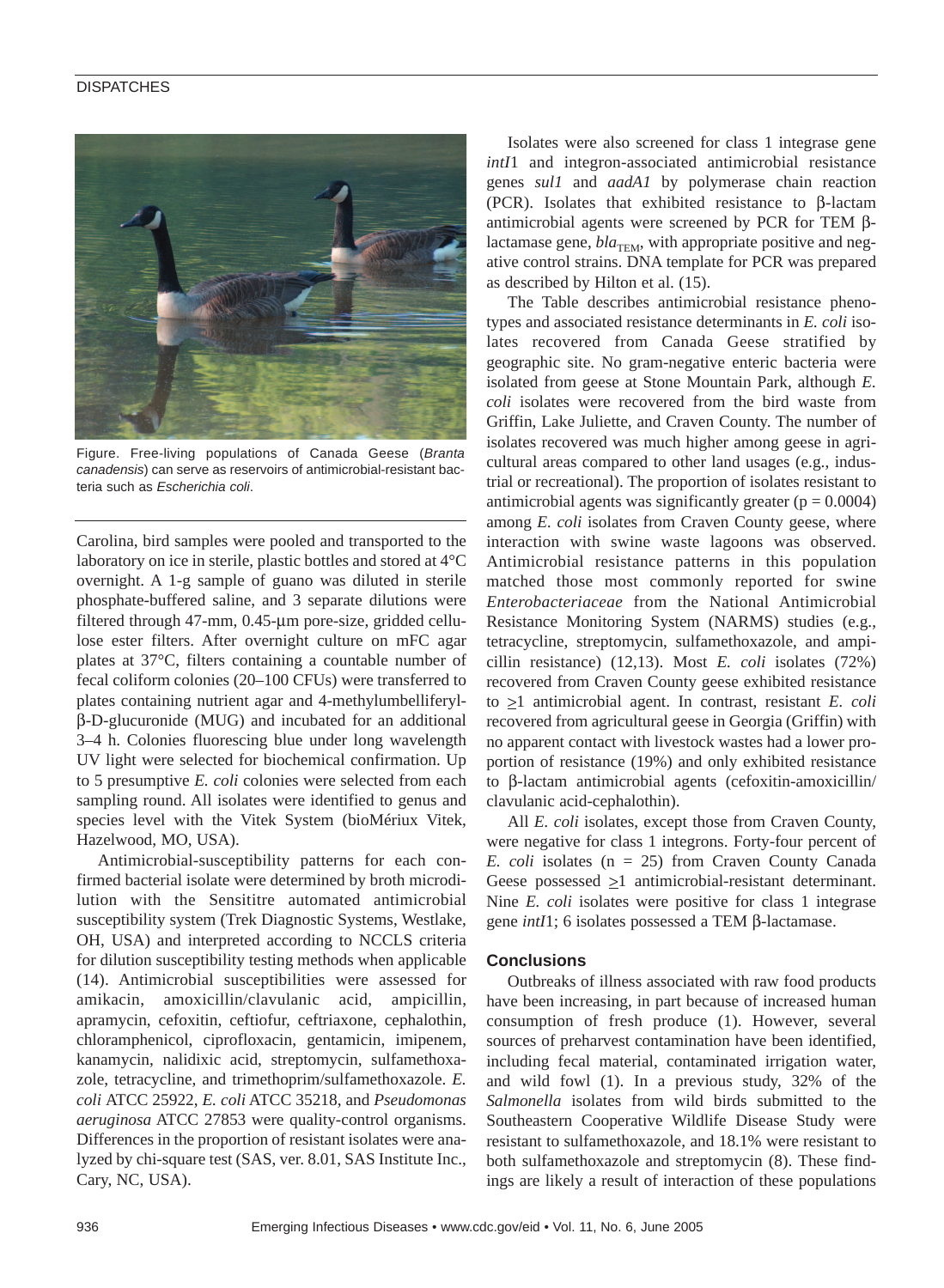Figure. Free-living populations of Canada Geese (*Branta canadensis*) can serve as reservoirs of antimicrobial-resistant bacteria such as *Escherichia coli*.

Carolina, bird samples were pooled and transported to the laboratory on ice in sterile, plastic bottles and stored at 4°C overnight. A 1-g sample of guano was diluted in sterile phosphate-buffered saline, and 3 separate dilutions were filtered through 47-mm, 0.45-μm pore-size, gridded cellulose ester filters. After overnight culture on mFC agar plates at 37°C, filters containing a countable number of fecal coliform colonies (20–100 CFUs) were transferred to plates containing nutrient agar and 4-methylumbelliferyl-β-D-glucuronide (MUG) and incubated for an additional 3–4 h. Colonies fluorescing blue under long wavelength UV light were selected for biochemical confirmation. Up to 5 presumptive *E. coli* colonies were selected from each sampling round. All isolates were identified to genus and species level with the Vitek System (bioMériux Vitek, Hazelwood, MO, USA).

Antimicrobial-susceptibility patterns for each confirmed bacterial isolate were determined by broth microdilution with the Sensititre automated antimicrobial susceptibility system (Trek Diagnostic Systems, Westlake, OH, USA) and interpreted according to NCCLS criteria for dilution susceptibility testing methods when applicable (14). Antimicrobial susceptibilities were assessed for amikacin, amoxicillin/clavulanic acid, ampicillin, apramycin, cefoxitin, ceftiofur, ceftriaxone, cephalothin, chloramphenicol, ciprofloxacin, gentamicin, imipenem, kanamycin, nalidixic acid, streptomycin, sulfamethoxazole, tetracycline, and trimethoprim/sulfamethoxazole. *E. coli* ATCC 25922, *E. coli* ATCC 35218, and *Pseudomonas aeruginosa* ATCC 27853 were quality-control organisms. Differences in the proportion of resistant isolates were analyzed by chi-square test (SAS, ver. 8.01, SAS Institute Inc., Cary, NC, USA).

Isolates were also screened for class 1 integrase gene *intI*1 and integron-associated antimicrobial resistance genes *sul1* and *aadA1* by polymerase chain reaction (PCR). Isolates that exhibited resistance to β-lactam antimicrobial agents were screened by PCR for TEM β-lactamase gene, $bla_{TEM}$, with appropriate positive and negative control strains. DNA template for PCR was prepared as described by Hilton et al. (15).

The Table describes antimicrobial resistance phenotypes and associated resistance determinants in *E. coli* isolates recovered from Canada Geese stratified by geographic site. No gram-negative enteric bacteria were isolated from geese at Stone Mountain Park, although *E. coli* isolates were recovered from the bird waste from Griffin, Lake Juliette, and Craven County. The number of isolates recovered was much higher among geese in agricultural areas compared to other land usages (e.g., industrial or recreational). The proportion of isolates resistant to antimicrobial agents was significantly greater ($p = 0.0004$) among *E. coli* isolates from Craven County geese, where interaction with swine waste lagoons was observed. Antimicrobial resistance patterns in this population matched those most commonly reported for swine *Enterobacteriaceae* from the National Antimicrobial Resistance Monitoring System (NARMS) studies (e.g., tetracycline, streptomycin, sulfamethoxazole, and ampicillin resistance) (12,13). Most *E. coli* isolates (72%) recovered from Craven County geese exhibited resistance to ≥1 antimicrobial agent. In contrast, resistant *E. coli* recovered from agricultural geese in Georgia (Griffin) with no apparent contact with livestock wastes had a lower proportion of resistance (19%) and only exhibited resistance to β-lactam antimicrobial agents (cefoxitin-amoxicillin/clavulanic acid-cephalothin).

All *E. coli* isolates, except those from Craven County, were negative for class 1 integrons. Forty-four percent of *E. coli* isolates ($n = 25$) from Craven County Canada Geese possessed ≥1 antimicrobial-resistant determinant. Nine *E. coli* isolates were positive for class 1 integrase gene *intI*1; 6 isolates possessed a TEM β-lactamase.

## Conclusions

Outbreaks of illness associated with raw food products have been increasing, in part because of increased human consumption of fresh produce (1). However, several sources of preharvest contamination have been identified, including fecal material, contaminated irrigation water, and wild fowl (1). In a previous study, 32% of the *Salmonella* isolates from wild birds submitted to the Southeastern Cooperative Wildlife Disease Study were resistant to sulfamethoxazole, and 18.1% were resistant to both sulfamethoxazole and streptomycin (8). These findings are likely a result of interaction of these populations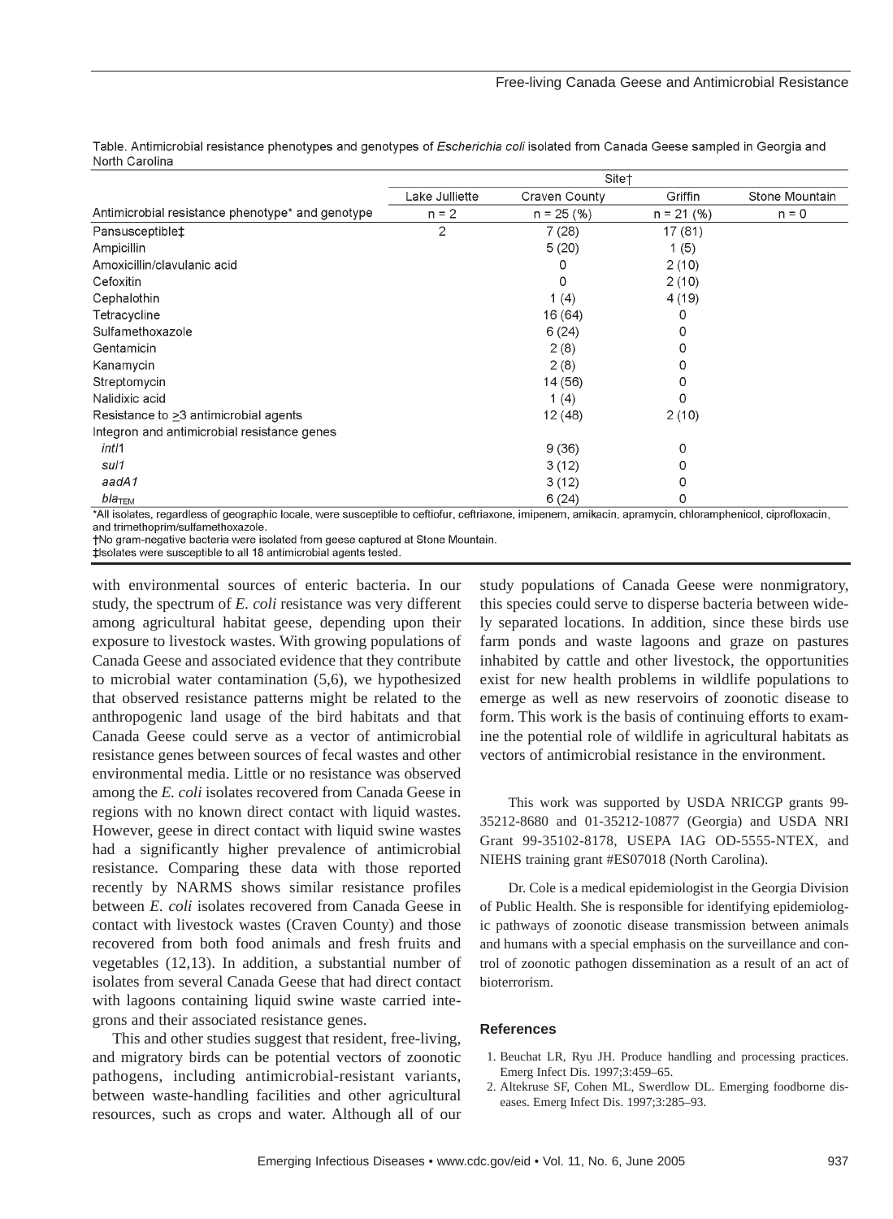Table. Antimicrobial resistance phenotypes and genotypes of *Escherichia coli* isolated from Canada Geese sampled in Georgia and North Carolina

| Antimicrobial resistance phenotype* and genotype | Site† | | | |
|---|---|---|---|---|
| | Lake Julliette | Craven County | Griffin | Stone Mountain |
| | n = 2 | n = 25 (%) | n = 21 (%) | n = 0 |
| Pansusceptible‡ | 2 | 7 (28) | 17 (81) | |
| Ampicillin | | 5 (20) | 1 (5) | |
| Amoxicillin/clavulanic acid | | 0 | 2 (10) | |
| Cefoxitin | | 0 | 2 (10) | |
| Cephalothin | | 1 (4) | 4 (19) | |
| Tetracycline | | 16 (64) | 0 | |
| Sulfamethoxazole | | 6 (24) | 0 | |
| Gentamicin | | 2 (8) | 0 | |
| Kanamycin | | 2 (8) | 0 | |
| Streptomycin | | 14 (56) | 0 | |
| Nalidixic acid | | 1 (4) | 0 | |
| Resistance to ≥3 antimicrobial agents | | 12 (48) | 2 (10) | |
| Integron and antimicrobial resistance genes | | | | |
| *intI*1 | | 9 (36) | 0 | |
| *sul1* | | 3 (12) | 0 | |
| *aadA1* | | 3 (12) | 0 | |
| $bla_{TEM}$ | | 6 (24) | 0 | |

*All isolates, regardless of geographic locale, were susceptible to ceftiofur, ceftriaxone, imipenem, amikacin, apramycin, chloramphenicol, ciprofloxacin, and trimethoprim/sulfamethoxazole.
†No gram-negative bacteria were isolated from geese captured at Stone Mountain.
‡Isolates were susceptible to all 18 antimicrobial agents tested.

with environmental sources of enteric bacteria. In our study, the spectrum of *E. coli* resistance was very different among agricultural habitat geese, depending upon their exposure to livestock wastes. With growing populations of Canada Geese and associated evidence that they contribute to microbial water contamination (5,6), we hypothesized that observed resistance patterns might be related to the anthropogenic land usage of the bird habitats and that Canada Geese could serve as a vector of antimicrobial resistance genes between sources of fecal wastes and other environmental media. Little or no resistance was observed among the *E. coli* isolates recovered from Canada Geese in regions with no known direct contact with liquid wastes. However, geese in direct contact with liquid swine wastes had a significantly higher prevalence of antimicrobial resistance. Comparing these data with those reported recently by NARMS shows similar resistance profiles between *E. coli* isolates recovered from Canada Geese in contact with livestock wastes (Craven County) and those recovered from both food animals and fresh fruits and vegetables (12,13). In addition, a substantial number of isolates from several Canada Geese that had direct contact with lagoons containing liquid swine waste carried integrons and their associated resistance genes.

This and other studies suggest that resident, free-living, and migratory birds can be potential vectors of zoonotic pathogens, including antimicrobial-resistant variants, between waste-handling facilities and other agricultural resources, such as crops and water. Although all of our study populations of Canada Geese were nonmigratory, this species could serve to disperse bacteria between widely separated locations. In addition, since these birds use farm ponds and waste lagoons and graze on pastures inhabited by cattle and other livestock, the opportunities exist for new health problems in wildlife populations to emerge as well as new reservoirs of zoonotic disease to form. This work is the basis of continuing efforts to examine the potential role of wildlife in agricultural habitats as vectors of antimicrobial resistance in the environment.

This work was supported by USDA NRICGP grants 99-35212-8680 and 01-35212-10877 (Georgia) and USDA NRI Grant 99-35102-8178, USEPA IAG OD-5555-NTEX, and NIEHS training grant #ES07018 (North Carolina).

Dr. Cole is a medical epidemiologist in the Georgia Division of Public Health. She is responsible for identifying epidemiologic pathways of zoonotic disease transmission between animals and humans with a special emphasis on the surveillance and control of zoonotic pathogen dissemination as a result of an act of bioterrorism.

## References

1. Beuchat LR, Ryu JH. Produce handling and processing practices. Emerg Infect Dis. 1997;3:459–65.
2. Altekruse SF, Cohen ML, Swerdlow DL. Emerging foodborne diseases. Emerg Infect Dis. 1997;3:285–93.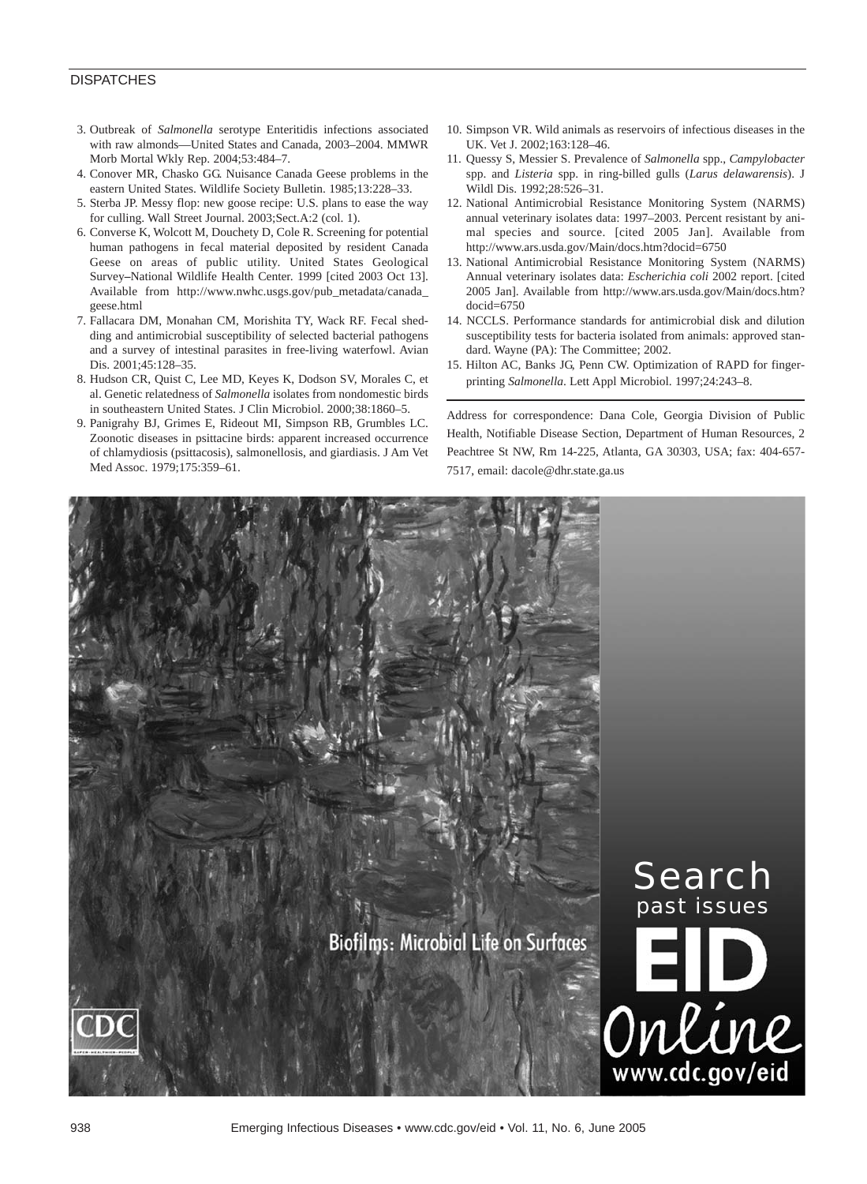3. Outbreak of *Salmonella* serotype Enteritidis infections associated with raw almonds—United States and Canada, 2003–2004. MMWR Morb Mortal Wkly Rep. 2004;53:484–7.
4. Conover MR, Chasko GG. Nuisance Canada Geese problems in the eastern United States. Wildlife Society Bulletin. 1985;13:228–33.
5. Sterba JP. Messy flop: new goose recipe: U.S. plans to ease the way for culling. Wall Street Journal. 2003;Sect.A:2 (col. 1).
6. Converse K, Wolcott M, Douchety D, Cole R. Screening for potential human pathogens in fecal material deposited by resident Canada Geese on areas of public utility. United States Geological Survey–National Wildlife Health Center. 1999 [cited 2003 Oct 13]. Available from http://www.nwhc.usgs.gov/pub_metadata/canada_geese.html
7. Fallacara DM, Monahan CM, Morishita TY, Wack RF. Fecal shedding and antimicrobial susceptibility of selected bacterial pathogens and a survey of intestinal parasites in free-living waterfowl. Avian Dis. 2001;45:128–35.
8. Hudson CR, Quist C, Lee MD, Keyes K, Dodson SV, Morales C, et al. Genetic relatedness of *Salmonella* isolates from nondomestic birds in southeastern United States. J Clin Microbiol. 2000;38:1860–5.
9. Panigrahy BJ, Grimes E, Rideout MI, Simpson RB, Grumbles LC. Zoonotic diseases in psittacine birds: apparent increased occurrence of chlamydiosis (psittacosis), salmonellosis, and giardiasis. J Am Vet Med Assoc. 1979;175:359–61.
10. Simpson VR. Wild animals as reservoirs of infectious diseases in the UK. Vet J. 2002;163:128–46.
11. Quessy S, Messier S. Prevalence of *Salmonella* spp., *Campylobacter* spp. and *Listeria* spp. in ring-billed gulls (*Larus delawarensis*). J Wildl Dis. 1992;28:526–31.
12. National Antimicrobial Resistance Monitoring System (NARMS) annual veterinary isolates data: 1997–2003. Percent resistant by animal species and source. [cited 2005 Jan]. Available from http://www.ars.usda.gov/Main/docs.htm?docid=6750
13. National Antimicrobial Resistance Monitoring System (NARMS) Annual veterinary isolates data: *Escherichia coli* 2002 report. [cited 2005 Jan]. Available from http://www.ars.usda.gov/Main/docs.htm?docid=6750
14. NCCLS. Performance standards for antimicrobial disk and dilution susceptibility tests for bacteria isolated from animals: approved standard. Wayne (PA): The Committee; 2002.
15. Hilton AC, Banks JG, Penn CW. Optimization of RAPD for fingerprinting *Salmonella*. Lett Appl Microbiol. 1997;24:243–8.

Address for correspondence: Dana Cole, Georgia Division of Public Health, Notifiable Disease Section, Department of Human Resources, 2 Peachtree St NW, Rm 14-225, Atlanta, GA 30303, USA; fax: 404-657-7517, email: dacole@dhr.state.ga.us

Biofilms: Microbial Life on Surfaces

Search past issues

EID Online

www.cdc.gov/eid